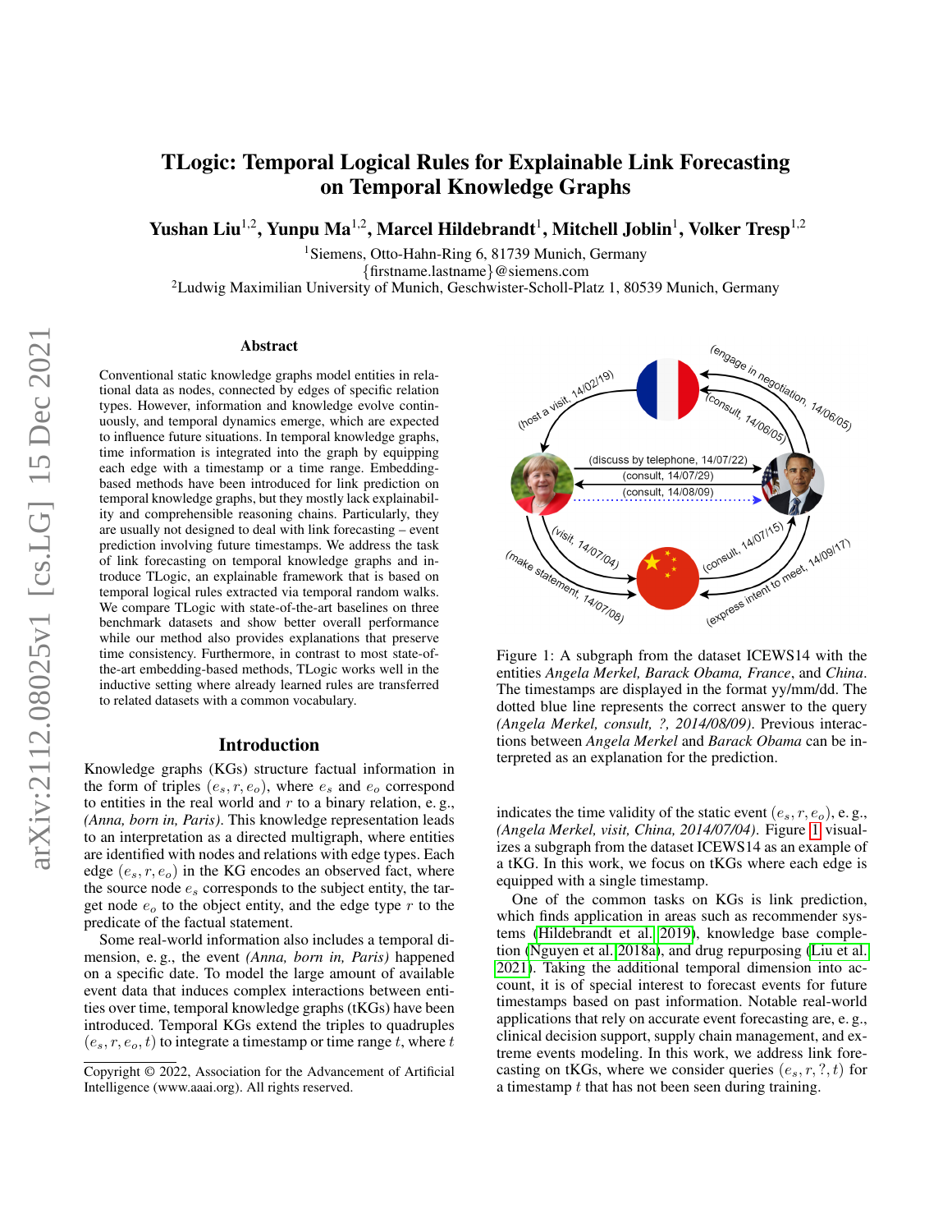# TLogic: Temporal Logical Rules for Explainable Link Forecasting on Temporal Knowledge Graphs

**Yushan Liu[1,2], Yunpu Ma[1,2], Marcel Hildebrandt[1], Mitchell Joblin[1], Volker Tresp[1,2]**

[1]Siemens, Otto-Hahn-Ring 6, 81739 Munich, Germany
{firstname.lastname}@siemens.com
[2]Ludwig Maximilian University of Munich, Geschwister-Scholl-Platz 1, 80539 Munich, Germany

## Abstract

Conventional static knowledge graphs model entities in relational data as nodes, connected by edges of specific relation types. However, information and knowledge evolve continuously, and temporal dynamics emerge, which are expected to influence future situations. In temporal knowledge graphs, time information is integrated into the graph by equipping each edge with a timestamp or a time range. Embedding-based methods have been introduced for link prediction on temporal knowledge graphs, but they mostly lack explainability and comprehensible reasoning chains. Particularly, they are usually not designed to deal with link forecasting – event prediction involving future timestamps. We address the task of link forecasting on temporal knowledge graphs and introduce TLogic, an explainable framework that is based on temporal logical rules extracted via temporal random walks. We compare TLogic with state-of-the-art baselines on three benchmark datasets and show better overall performance while our method also provides explanations that preserve time consistency. Furthermore, in contrast to most state-of-the-art embedding-based methods, TLogic works well in the inductive setting where already learned rules are transferred to related datasets with a common vocabulary.

## Introduction

Knowledge graphs (KGs) structure factual information in the form of triples $(e_s, r, e_o)$, where $e_s$ and $e_o$ correspond to entities in the real world and $r$ to a binary relation, e. g., *(Anna, born in, Paris)*. This knowledge representation leads to an interpretation as a directed multigraph, where entities are identified with nodes and relations with edge types. Each edge $(e_s, r, e_o)$ in the KG encodes an observed fact, where the source node $e_s$ corresponds to the subject entity, the target node $e_o$ to the object entity, and the edge type $r$ to the predicate of the factual statement.

Some real-world information also includes a temporal dimension, e. g., the event *(Anna, born in, Paris)* happened on a specific date. To model the large amount of available event data that induces complex interactions between entities over time, temporal knowledge graphs (tKGs) have been introduced. Temporal KGs extend the triples to quadruples $(e_s, r, e_o, t)$ to integrate a timestamp or time range $t$, where $t$ indicates the time validity of the static event $(e_s, r, e_o)$, e. g., *(Angela Merkel, visit, China, 2014/07/04)*. Figure 1 visualizes a subgraph from the dataset ICEWS14 as an example of a tKG. In this work, we focus on tKGs where each edge is equipped with a single timestamp.

Figure 1: A subgraph from the dataset ICEWS14 with the entities *Angela Merkel, Barack Obama, France*, and *China*. The timestamps are displayed in the format yy/mm/dd. The dotted blue line represents the correct answer to the query *(Angela Merkel, consult, ?, 2014/08/09)*. Previous interactions between *Angela Merkel* and *Barack Obama* can be interpreted as an explanation for the prediction.

One of the common tasks on KGs is link prediction, which finds application in areas such as recommender systems (Hildebrandt et al. 2019), knowledge base completion (Nguyen et al. 2018a), and drug repurposing (Liu et al. 2021). Taking the additional temporal dimension into account, it is of special interest to forecast events for future timestamps based on past information. Notable real-world applications that rely on accurate event forecasting are, e. g., clinical decision support, supply chain management, and extreme events modeling. In this work, we address link forecasting on tKGs, where we consider queries $(e_s, r, ?, t)$ for a timestamp $t$ that has not been seen during training.

Copyright © 2022, Association for the Advancement of Artificial Intelligence (www.aaai.org). All rights reserved.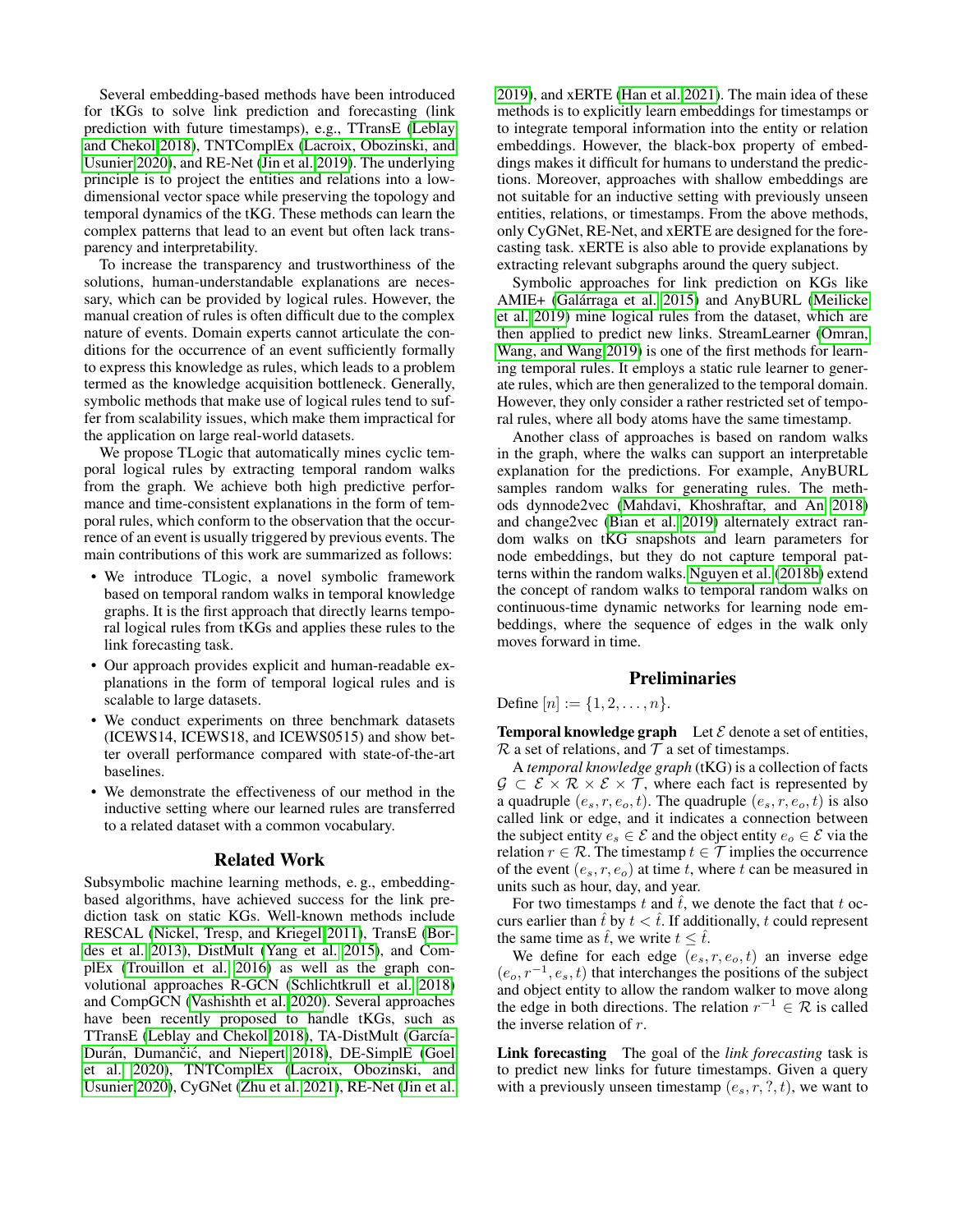Several embedding-based methods have been introduced for tKGs to solve link prediction and forecasting (link prediction with future timestamps), e.g., TTransE (Leblay and Chekol 2018), TNTComplEx (Lacroix, Obozinski, and Usunier 2020), and RE-Net (Jin et al. 2019). The underlying principle is to project the entities and relations into a low-dimensional vector space while preserving the topology and temporal dynamics of the tKG. These methods can learn the complex patterns that lead to an event but often lack transparency and interpretability.

To increase the transparency and trustworthiness of the solutions, human-understandable explanations are necessary, which can be provided by logical rules. However, the manual creation of rules is often difficult due to the complex nature of events. Domain experts cannot articulate the conditions for the occurrence of an event sufficiently formally to express this knowledge as rules, which leads to a problem termed as the knowledge acquisition bottleneck. Generally, symbolic methods that make use of logical rules tend to suffer from scalability issues, which make them impractical for the application on large real-world datasets.

We propose TLogic that automatically mines cyclic temporal logical rules by extracting temporal random walks from the graph. We achieve both high predictive performance and time-consistent explanations in the form of temporal rules, which conform to the observation that the occurrence of an event is usually triggered by previous events. The main contributions of this work are summarized as follows:

- We introduce TLogic, a novel symbolic framework based on temporal random walks in temporal knowledge graphs. It is the first approach that directly learns temporal logical rules from tKGs and applies these rules to the link forecasting task.
- Our approach provides explicit and human-readable explanations in the form of temporal logical rules and is scalable to large datasets.
- We conduct experiments on three benchmark datasets (ICEWS14, ICEWS18, and ICEWS0515) and show better overall performance compared with state-of-the-art baselines.
- We demonstrate the effectiveness of our method in the inductive setting where our learned rules are transferred to a related dataset with a common vocabulary.

## Related Work

Subsymbolic machine learning methods, e. g., embedding-based algorithms, have achieved success for the link prediction task on static KGs. Well-known methods include RESCAL (Nickel, Tresp, and Kriegel 2011), TransE (Bordes et al. 2013), DistMult (Yang et al. 2015), and ComplEx (Trouillon et al. 2016) as well as the graph convolutional approaches R-GCN (Schlichtkrull et al. 2018) and CompGCN (Vashishth et al. 2020). Several approaches have been recently proposed to handle tKGs, such as TTransE (Leblay and Chekol 2018), TA-DistMult (García-Durán, Dumančić, and Niepert 2018), DE-SimplE (Goel et al. 2020), TNTComplEx (Lacroix, Obozinski, and Usunier 2020), CyGNet (Zhu et al. 2021), RE-Net (Jin et al. 2019), and xERTE (Han et al. 2021). The main idea of these methods is to explicitly learn embeddings for timestamps or to integrate temporal information into the entity or relation embeddings. However, the black-box property of embeddings makes it difficult for humans to understand the predictions. Moreover, approaches with shallow embeddings are not suitable for an inductive setting with previously unseen entities, relations, or timestamps. From the above methods, only CyGNet, RE-Net, and xERTE are designed for the forecasting task. xERTE is also able to provide explanations by extracting relevant subgraphs around the query subject.

Symbolic approaches for link prediction on KGs like AMIE+ (Galárraga et al. 2015) and AnyBURL (Meilicke et al. 2019) mine logical rules from the dataset, which are then applied to predict new links. StreamLearner (Omran, Wang, and Wang 2019) is one of the first methods for learning temporal rules. It employs a static rule learner to generate rules, which are then generalized to the temporal domain. However, they only consider a rather restricted set of temporal rules, where all body atoms have the same timestamp.

Another class of approaches is based on random walks in the graph, where the walks can support an interpretable explanation for the predictions. For example, AnyBURL samples random walks for generating rules. The methods dynnode2vec (Mahdavi, Khoshraftar, and An 2018) and change2vec (Bian et al. 2019) alternately extract random walks on tKG snapshots and learn parameters for node embeddings, but they do not capture temporal patterns within the random walks. Nguyen et al. (2018b) extend the concept of random walks to temporal random walks on continuous-time dynamic networks for learning node embeddings, where the sequence of edges in the walk only moves forward in time.

## Preliminaries

Define $[n] := \{1, 2, \dots, n\}$.

**Temporal knowledge graph** Let $\mathcal{E}$ denote a set of entities, $\mathcal{R}$ a set of relations, and $\mathcal{T}$ a set of timestamps.

A *temporal knowledge graph* (tKG) is a collection of facts $\mathcal{G} \subset \mathcal{E} \times \mathcal{R} \times \mathcal{E} \times \mathcal{T}$, where each fact is represented by a quadruple $(e_s, r, e_o, t)$. The quadruple $(e_s, r, e_o, t)$ is also called link or edge, and it indicates a connection between the subject entity $e_s \in \mathcal{E}$ and the object entity $e_o \in \mathcal{E}$ via the relation $r \in \mathcal{R}$. The timestamp $t \in \mathcal{T}$ implies the occurrence of the event $(e_s, r, e_o)$ at time $t$, where $t$ can be measured in units such as hour, day, and year.

For two timestamps $t$ and $\hat{t}$, we denote the fact that $t$ occurs earlier than $\hat{t}$ by $t < \hat{t}$. If additionally, $t$ could represent the same time as $\hat{t}$, we write $t \leq \hat{t}$.

We define for each edge $(e_s, r, e_o, t)$ an inverse edge $(e_o, r^{-1}, e_s, t)$ that interchanges the positions of the subject and object entity to allow the random walker to move along the edge in both directions. The relation $r^{-1} \in \mathcal{R}$ is called the inverse relation of $r$.

**Link forecasting** The goal of the *link forecasting* task is to predict new links for future timestamps. Given a query with a previously unseen timestamp $(e_s, r, ?, t)$, we want to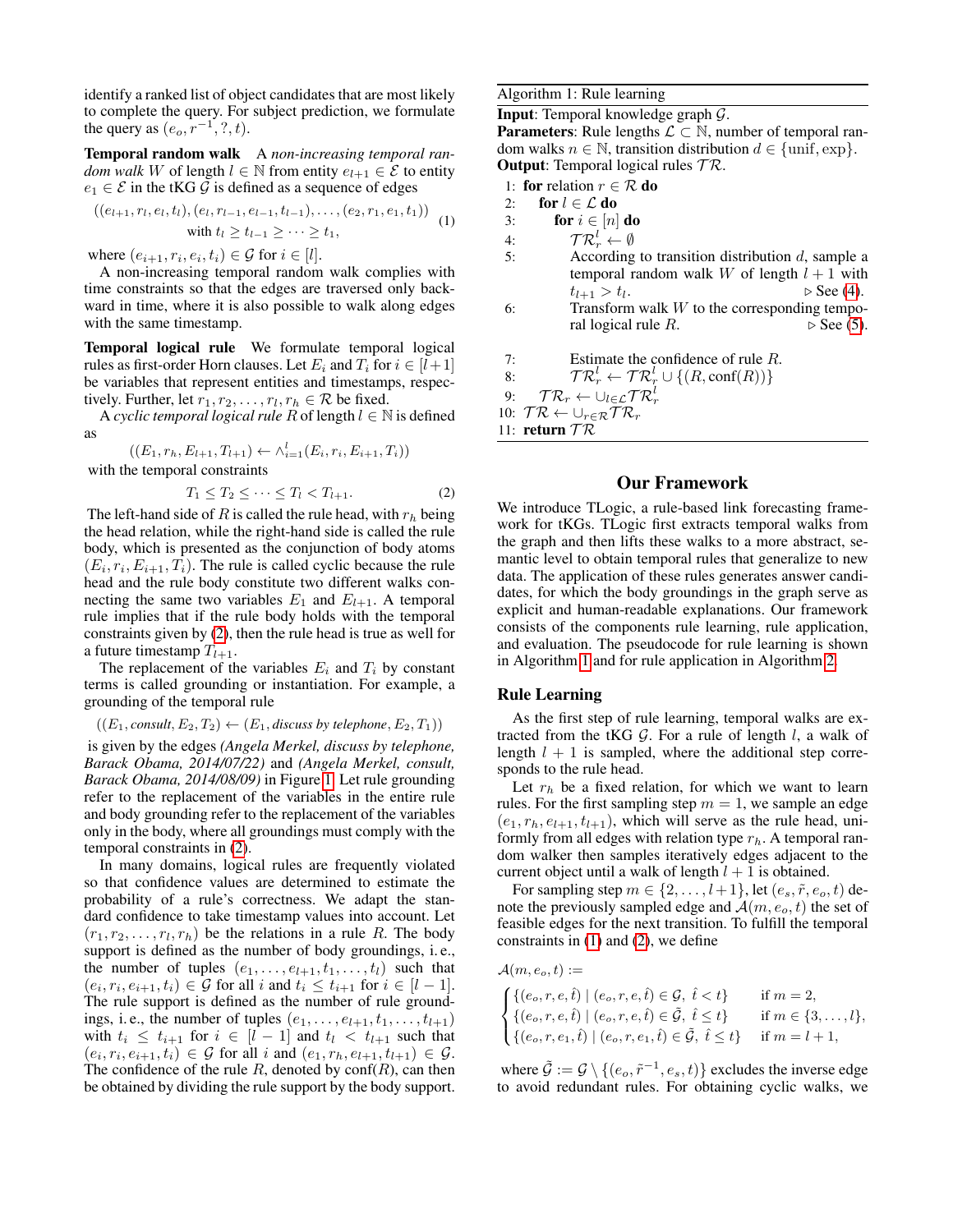identify a ranked list of object candidates that are most likely to complete the query. For subject prediction, we formulate the query as $(e_o, r^{-1}, ?, t)$.

**Temporal random walk** A *non-increasing temporal random walk* $W$ of length $l \in \mathbb{N}$ from entity $e_{l+1} \in \mathcal{E}$ to entity $e_1 \in \mathcal{E}$ in the tKG $\mathcal{G}$ is defined as a sequence of edges

$$((e_{l+1}, r_l, e_l, t_l), (e_l, r_{l-1}, e_{l-1}, t_{l-1}), \dots, (e_2, r_1, e_1, t_1)) \quad \text{with } t_l \geq t_{l-1} \geq \dots \geq t_1, \tag{1}$$

where $(e_{i+1}, r_i, e_i, t_i) \in \mathcal{G}$ for $i \in [l]$.

A non-increasing temporal random walk complies with time constraints so that the edges are traversed only backward in time, where it is also possible to walk along edges with the same timestamp.

**Temporal logical rule** We formulate temporal logical rules as first-order Horn clauses. Let $E_i$ and $T_i$ for $i \in [l+1]$ be variables that represent entities and timestamps, respectively. Further, let $r_1, r_2, \dots, r_l, r_h \in \mathcal{R}$ be fixed.

A *cyclic temporal logical rule* $R$ of length $l \in \mathbb{N}$ is defined as

$$((E_1, r_h, E_{l+1}, T_{l+1}) \leftarrow \wedge_{i=1}^{l} (E_i, r_i, E_{i+1}, T_i))$$

with the temporal constraints

$$T_1 \leq T_2 \leq \dots \leq T_l < T_{l+1}. \tag{2}$$

The left-hand side of $R$ is called the rule head, with $r_h$ being the head relation, while the right-hand side is called the rule body, which is presented as the conjunction of body atoms $(E_i, r_i, E_{i+1}, T_i)$. The rule is called cyclic because the rule head and the rule body constitute two different walks connecting the same two variables $E_1$ and $E_{l+1}$. A temporal rule implies that if the rule body holds with the temporal constraints given by (2), then the rule head is true as well for a future timestamp $T_{l+1}$.

The replacement of the variables $E_i$ and $T_i$ by constant terms is called grounding or instantiation. For example, a grounding of the temporal rule

$$((E_1, \textit{consult}, E_2, T_2) \leftarrow (E_1, \textit{discuss by telephone}, E_2, T_1))$$

is given by the edges *(Angela Merkel, discuss by telephone, Barack Obama, 2014/07/22)* and *(Angela Merkel, consult, Barack Obama, 2014/08/09)* in Figure 1. Let rule grounding refer to the replacement of the variables in the entire rule and body grounding refer to the replacement of the variables only in the body, where all groundings must comply with the temporal constraints in (2).

In many domains, logical rules are frequently violated so that confidence values are determined to estimate the probability of a rule's correctness. We adapt the standard confidence to take timestamp values into account. Let $(r_1, r_2, \dots, r_l, r_h)$ be the relations in a rule $R$. The body support is defined as the number of body groundings, i. e., the number of tuples $(e_1, \dots, e_{l+1}, t_1, \dots, t_l)$ such that $(e_i, r_i, e_{i+1}, t_i) \in \mathcal{G}$ for all $i$ and $t_i \leq t_{i+1}$ for $i \in [l-1]$. The rule support is defined as the number of rule groundings, i. e., the number of tuples $(e_1, \dots, e_{l+1}, t_1, \dots, t_{l+1})$ with $t_i \leq t_{i+1}$ for $i \in [l-1]$ and $t_l < t_{l+1}$ such that $(e_i, r_i, e_{i+1}, t_i) \in \mathcal{G}$ for all $i$ and $(e_1, r_h, e_{l+1}, t_{l+1}) \in \mathcal{G}$. The confidence of the rule $R$, denoted by $\text{conf}(R)$, can then be obtained by dividing the rule support by the body support.

---

**Algorithm 1:** Rule learning

**Input**: Temporal knowledge graph $\mathcal{G}$.
**Parameters**: Rule lengths $\mathcal{L} \subset \mathbb{N}$, number of temporal random walks $n \in \mathbb{N}$, transition distribution $d \in \{\text{unif}, \exp\}$.
**Output**: Temporal logical rules $\mathcal{TR}$.

1: **for** relation $r \in \mathcal{R}$ **do**
2: &nbsp;&nbsp;**for** $l \in \mathcal{L}$ **do**
3: &nbsp;&nbsp;&nbsp;&nbsp;**for** $i \in [n]$ **do**
4: &nbsp;&nbsp;&nbsp;&nbsp;&nbsp;&nbsp;$\mathcal{TR}_r^l \leftarrow \emptyset$
5: &nbsp;&nbsp;&nbsp;&nbsp;&nbsp;&nbsp;According to transition distribution $d$, sample a temporal random walk $W$ of length $l+1$ with $t_{l+1} > t_l$. ▷ See (4).
6: &nbsp;&nbsp;&nbsp;&nbsp;&nbsp;&nbsp;Transform walk $W$ to the corresponding temporal logical rule $R$. ▷ See (5).
7: &nbsp;&nbsp;&nbsp;&nbsp;&nbsp;&nbsp;Estimate the confidence of rule $R$.
8: &nbsp;&nbsp;&nbsp;&nbsp;&nbsp;&nbsp;$\mathcal{TR}_r^l \leftarrow \mathcal{TR}_r^l \cup \{(R, \text{conf}(R))\}$
9: &nbsp;&nbsp;$\mathcal{TR}_r \leftarrow \cup_{l \in \mathcal{L}} \mathcal{TR}_r^l$
10: $\mathcal{TR} \leftarrow \cup_{r \in \mathcal{R}} \mathcal{TR}_r$
11: **return** $\mathcal{TR}$

---

## Our Framework

We introduce TLogic, a rule-based link forecasting framework for tKGs. TLogic first extracts temporal walks from the graph and then lifts these walks to a more abstract, semantic level to obtain temporal rules that generalize to new data. The application of these rules generates answer candidates, for which the body groundings in the graph serve as explicit and human-readable explanations. Our framework consists of the components rule learning, rule application, and evaluation. The pseudocode for rule learning is shown in Algorithm 1 and for rule application in Algorithm 2.

### Rule Learning

As the first step of rule learning, temporal walks are extracted from the tKG $\mathcal{G}$. For a rule of length $l$, a walk of length $l+1$ is sampled, where the additional step corresponds to the rule head.

Let $r_h$ be a fixed relation, for which we want to learn rules. For the first sampling step $m = 1$, we sample an edge $(e_1, r_h, e_{l+1}, t_{l+1})$, which will serve as the rule head, uniformly from all edges with relation type $r_h$. A temporal random walker then samples iteratively edges adjacent to the current object until a walk of length $l+1$ is obtained.

For sampling step $m \in \{2, \dots, l+1\}$, let $(e_s, \tilde{r}, e_o, t)$ denote the previously sampled edge and $\mathcal{A}(m, e_o, t)$ the set of feasible edges for the next transition. To fulfill the temporal constraints in (1) and (2), we define

$$\mathcal{A}(m, e_o, t) := \begin{cases} \{(e_o, r, e, \hat{t}) \mid (e_o, r, e, \hat{t}) \in \mathcal{G},\ \hat{t} < t\} & \text{if } m = 2, \\ \{(e_o, r, e, \hat{t}) \mid (e_o, r, e, \hat{t}) \in \tilde{\mathcal{G}},\ \hat{t} \leq t\} & \text{if } m \in \{3, \dots, l\}, \\ \{(e_o, r, e_1, \hat{t}) \mid (e_o, r, e_1, \hat{t}) \in \tilde{\mathcal{G}},\ \hat{t} \leq t\} & \text{if } m = l+1, \end{cases}$$

where $\tilde{\mathcal{G}} := \mathcal{G} \setminus \{(e_o, \tilde{r}^{-1}, e_s, t)\}$ excludes the inverse edge to avoid redundant rules. For obtaining cyclic walks, we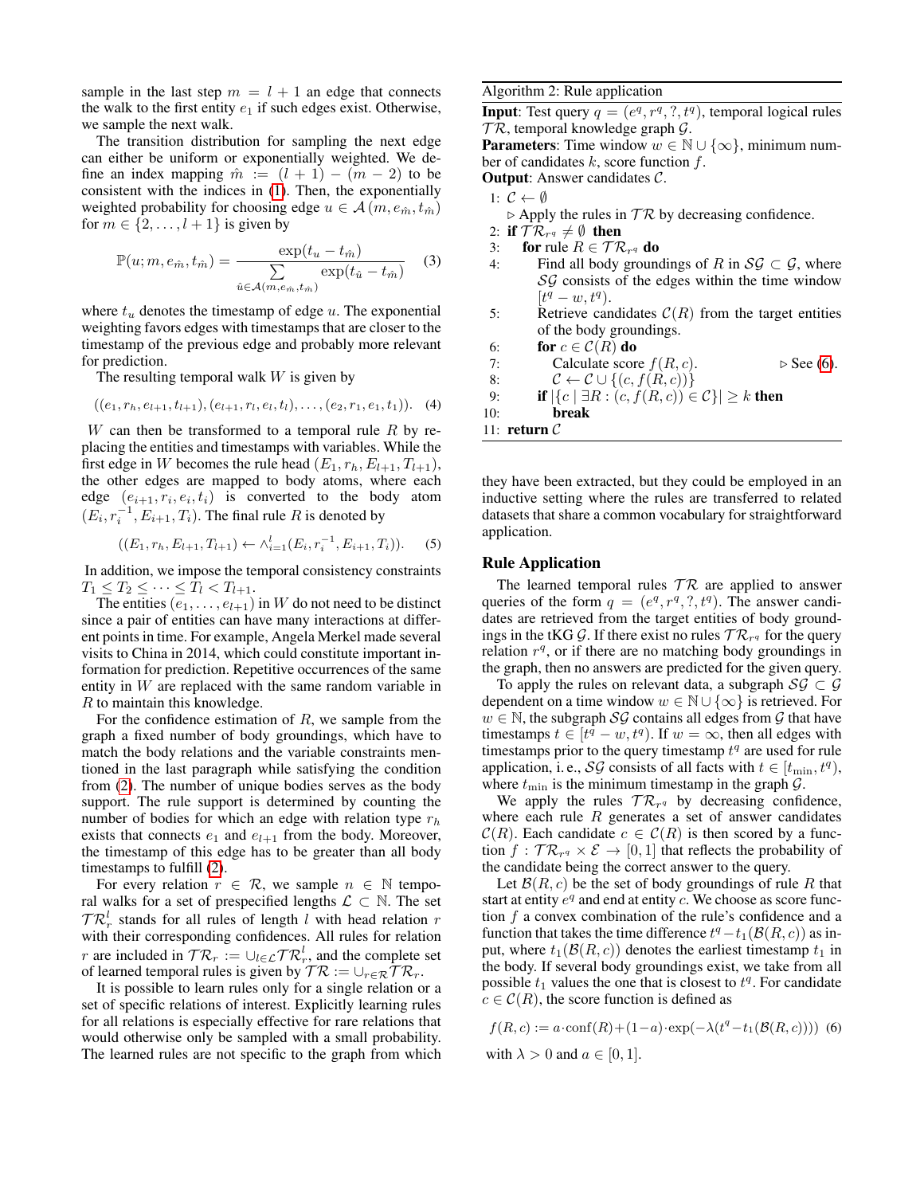sample in the last step $m = l + 1$ an edge that connects the walk to the first entity $e_1$ if such edges exist. Otherwise, we sample the next walk.

The transition distribution for sampling the next edge can either be uniform or exponentially weighted. We define an index mapping $\hat{m} := (l+1) - (m-2)$ to be consistent with the indices in (1). Then, the exponentially weighted probability for choosing edge $u \in \mathcal{A}(m, e_{\hat{m}}, t_{\hat{m}})$ for $m \in \{2, \dots, l+1\}$ is given by

$$\mathbb{P}(u; m, e_{\hat{m}}, t_{\hat{m}}) = \frac{\exp(t_u - t_{\hat{m}})}{\sum\limits_{\hat{u} \in \mathcal{A}(m, e_{\hat{m}}, t_{\hat{m}})} \exp(t_{\hat{u}} - t_{\hat{m}})} \quad (3)$$

where $t_u$ denotes the timestamp of edge $u$. The exponential weighting favors edges with timestamps that are closer to the timestamp of the previous edge and probably more relevant for prediction.

The resulting temporal walk $W$ is given by

$$((e_1, r_h, e_{l+1}, t_{l+1}), (e_{l+1}, r_l, e_l, t_l), \dots, (e_2, r_1, e_1, t_1)). \quad (4)$$

$W$ can then be transformed to a temporal rule $R$ by replacing the entities and timestamps with variables. While the first edge in $W$ becomes the rule head $(E_1, r_h, E_{l+1}, T_{l+1})$, the other edges are mapped to body atoms, where each edge $(e_{i+1}, r_i, e_i, t_i)$ is converted to the body atom $(E_i, r_i^{-1}, E_{i+1}, T_i)$. The final rule $R$ is denoted by

$$((E_1, r_h, E_{l+1}, T_{l+1}) \leftarrow \wedge_{i=1}^{l} (E_i, r_i^{-1}, E_{i+1}, T_i)). \quad (5)$$

In addition, we impose the temporal consistency constraints $T_1 \leq T_2 \leq \dots \leq T_l < T_{l+1}$.

The entities $(e_1, \dots, e_{l+1})$ in $W$ do not need to be distinct since a pair of entities can have many interactions at different points in time. For example, Angela Merkel made several visits to China in 2014, which could constitute important information for prediction. Repetitive occurrences of the same entity in $W$ are replaced with the same random variable in $R$ to maintain this knowledge.

For the confidence estimation of $R$, we sample from the graph a fixed number of body groundings, which have to match the body relations and the variable constraints mentioned in the last paragraph while satisfying the condition from (2). The number of unique bodies serves as the body support. The rule support is determined by counting the number of bodies for which an edge with relation type $r_h$ exists that connects $e_1$ and $e_{l+1}$ from the body. Moreover, the timestamp of this edge has to be greater than all body timestamps to fulfill (2).

For every relation $r \in \mathcal{R}$, we sample $n \in \mathbb{N}$ temporal walks for a set of prespecified lengths $\mathcal{L} \subset \mathbb{N}$. The set $\mathcal{TR}_r^l$ stands for all rules of length $l$ with head relation $r$ with their corresponding confidences. All rules for relation $r$ are included in $\mathcal{TR}_r := \cup_{l \in \mathcal{L}} \mathcal{TR}_r^l$, and the complete set of learned temporal rules is given by $\mathcal{TR} := \cup_{r \in \mathcal{R}} \mathcal{TR}_r$.

It is possible to learn rules only for a single relation or a set of specific relations of interest. Explicitly learning rules for all relations is especially effective for rare relations that would otherwise only be sampled with a small probability. The learned rules are not specific to the graph from which they have been extracted, but they could be employed in an inductive setting where the rules are transferred to related datasets that share a common vocabulary for straightforward application.

**Algorithm 2: Rule application**

**Input**: Test query $q = (e^q, r^q, ?, t^q)$, temporal logical rules $\mathcal{TR}$, temporal knowledge graph $\mathcal{G}$.
**Parameters**: Time window $w \in \mathbb{N} \cup \{\infty\}$, minimum number of candidates $k$, score function $f$.
**Output**: Answer candidates $\mathcal{C}$.

```
1: C ← ∅
   ▷ Apply the rules in TR by decreasing confidence.
2: if TR_{r^q} ≠ ∅ then
3:    for rule R ∈ TR_{r^q} do
4:       Find all body groundings of R in SG ⊂ G, where
         SG consists of the edges within the time window
         [t^q − w, t^q).
5:       Retrieve candidates C(R) from the target entities
         of the body groundings.
6:       for c ∈ C(R) do
7:          Calculate score f(R, c).          ▷ See (6).
8:          C ← C ∪ {(c, f(R, c))}
9:       if |{c | ∃R : (c, f(R, c)) ∈ C}| ≥ k then
10:         break
11: return C
```

## Rule Application

The learned temporal rules $\mathcal{TR}$ are applied to answer queries of the form $q = (e^q, r^q, ?, t^q)$. The answer candidates are retrieved from the target entities of body groundings in the tKG $\mathcal{G}$. If there exist no rules $\mathcal{TR}_{r^q}$ for the query relation $r^q$, or if there are no matching body groundings in the graph, then no answers are predicted for the given query.

To apply the rules on relevant data, a subgraph $\mathcal{SG} \subset \mathcal{G}$ dependent on a time window $w \in \mathbb{N} \cup \{\infty\}$ is retrieved. For $w \in \mathbb{N}$, the subgraph $\mathcal{SG}$ contains all edges from $\mathcal{G}$ that have timestamps $t \in [t^q - w, t^q)$. If $w = \infty$, then all edges with timestamps prior to the query timestamp $t^q$ are used for rule application, i. e., $\mathcal{SG}$ consists of all facts with $t \in [t_{\min}, t^q)$, where $t_{\min}$ is the minimum timestamp in the graph $\mathcal{G}$.

We apply the rules $\mathcal{TR}_{r^q}$ by decreasing confidence, where each rule $R$ generates a set of answer candidates $\mathcal{C}(R)$. Each candidate $c \in \mathcal{C}(R)$ is then scored by a function $f : \mathcal{TR}_{r^q} \times \mathcal{E} \to [0, 1]$ that reflects the probability of the candidate being the correct answer to the query.

Let $\mathcal{B}(R, c)$ be the set of body groundings of rule $R$ that start at entity $e^q$ and end at entity $c$. We choose as score function $f$ a convex combination of the rule's confidence and a function that takes the time difference $t^q - t_1(\mathcal{B}(R, c))$ as input, where $t_1(\mathcal{B}(R, c))$ denotes the earliest timestamp $t_1$ in the body. If several body groundings exist, we take from all possible $t_1$ values the one that is closest to $t^q$. For candidate $c \in \mathcal{C}(R)$, the score function is defined as

$$f(R, c) := a \cdot \text{conf}(R) + (1 - a) \cdot \exp(-\lambda(t^q - t_1(\mathcal{B}(R, c)))) \quad (6)$$

with $\lambda > 0$ and $a \in [0, 1]$.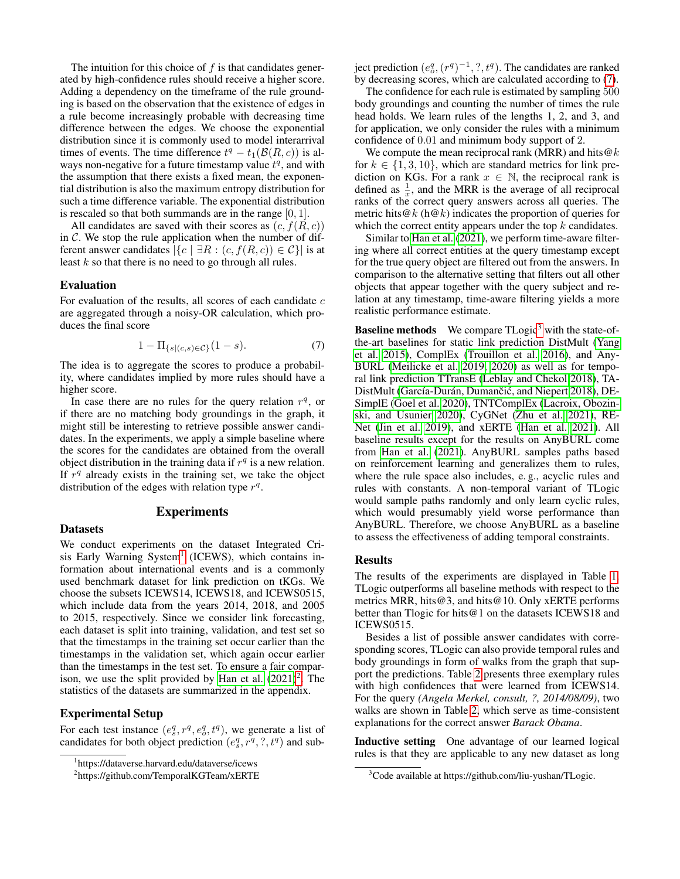The intuition for this choice of $f$ is that candidates generated by high-confidence rules should receive a higher score. Adding a dependency on the timeframe of the rule grounding is based on the observation that the existence of edges in a rule become increasingly probable with decreasing time difference between the edges. We choose the exponential distribution since it is commonly used to model interarrival times of events. The time difference $t^q - t_1(\mathcal{B}(R, c))$ is always non-negative for a future timestamp value $t^q$, and with the assumption that there exists a fixed mean, the exponential distribution is also the maximum entropy distribution for such a time difference variable. The exponential distribution is rescaled so that both summands are in the range $[0, 1]$.

All candidates are saved with their scores as $(c, f(R, c))$ in $\mathcal{C}$. We stop the rule application when the number of different answer candidates $|\{c \mid \exists R : (c, f(R, c)) \in \mathcal{C}\}|$ is at least $k$ so that there is no need to go through all rules.

### Evaluation

For evaluation of the results, all scores of each candidate $c$ are aggregated through a noisy-OR calculation, which produces the final score

$$1 - \Pi_{\{s|(c,s)\in\mathcal{C}\}}(1 - s). \tag{7}$$

The idea is to aggregate the scores to produce a probability, where candidates implied by more rules should have a higher score.

In case there are no rules for the query relation $r^q$, or if there are no matching body groundings in the graph, it might still be interesting to retrieve possible answer candidates. In the experiments, we apply a simple baseline where the scores for the candidates are obtained from the overall object distribution in the training data if $r^q$ is a new relation. If $r^q$ already exists in the training set, we take the object distribution of the edges with relation type $r^q$.

## Experiments

### Datasets

We conduct experiments on the dataset Integrated Crisis Early Warning System[1] (ICEWS), which contains information about international events and is a commonly used benchmark dataset for link prediction on tKGs. We choose the subsets ICEWS14, ICEWS18, and ICEWS0515, which include data from the years 2014, 2018, and 2005 to 2015, respectively. Since we consider link forecasting, each dataset is split into training, validation, and test set so that the timestamps in the training set occur earlier than the timestamps in the validation set, which again occur earlier than the timestamps in the test set. To ensure a fair comparison, we use the split provided by Han et al. (2021)[2]. The statistics of the datasets are summarized in the appendix.

### Experimental Setup

For each test instance $(e_s^q, r^q, e_o^q, t^q)$, we generate a list of candidates for both object prediction $(e_s^q, r^q, ?, t^q)$ and subject prediction $(e_o^q, (r^q)^{-1}, ?, t^q)$. The candidates are ranked by decreasing scores, which are calculated according to (7).

The confidence for each rule is estimated by sampling 500 body groundings and counting the number of times the rule head holds. We learn rules of the lengths 1, 2, and 3, and for application, we only consider the rules with a minimum confidence of 0.01 and minimum body support of 2.

We compute the mean reciprocal rank (MRR) and hits@$k$ for $k \in \{1, 3, 10\}$, which are standard metrics for link prediction on KGs. For a rank $x \in \mathbb{N}$, the reciprocal rank is defined as $\frac{1}{x}$, and the MRR is the average of all reciprocal ranks of the correct query answers across all queries. The metric hits@$k$ (h@$k$) indicates the proportion of queries for which the correct entity appears under the top $k$ candidates.

Similar to Han et al. (2021), we perform time-aware filtering where all correct entities at the query timestamp except for the true query object are filtered out from the answers. In comparison to the alternative setting that filters out all other objects that appear together with the query subject and relation at any timestamp, time-aware filtering yields a more realistic performance estimate.

**Baseline methods** We compare TLogic[3] with the state-of-the-art baselines for static link prediction DistMult (Yang et al. 2015), ComplEx (Trouillon et al. 2016), and AnyBURL (Meilicke et al. 2019, 2020) as well as for temporal link prediction TTransE (Leblay and Chekol 2018), TA-DistMult (García-Durán, Dumančić, and Niepert 2018), DE-SimplE (Goel et al. 2020), TNTComplEx (Lacroix, Obozinski, and Usunier 2020), CyGNet (Zhu et al. 2021), RE-Net (Jin et al. 2019), and xERTE (Han et al. 2021). All baseline results except for the results on AnyBURL come from Han et al. (2021). AnyBURL samples paths based on reinforcement learning and generalizes them to rules, where the rule space also includes, e. g., acyclic rules and rules with constants. A non-temporal variant of TLogic would sample paths randomly and only learn cyclic rules, which would presumably yield worse performance than AnyBURL. Therefore, we choose AnyBURL as a baseline to assess the effectiveness of adding temporal constraints.

### Results

The results of the experiments are displayed in Table 1. TLogic outperforms all baseline methods with respect to the metrics MRR, hits@3, and hits@10. Only xERTE performs better than Tlogic for hits@1 on the datasets ICEWS18 and ICEWS0515.

Besides a list of possible answer candidates with corresponding scores, TLogic can also provide temporal rules and body groundings in form of walks from the graph that support the predictions. Table 2 presents three exemplary rules with high confidences that were learned from ICEWS14. For the query *(Angela Merkel, consult, ?, 2014/08/09)*, two walks are shown in Table 2, which serve as time-consistent explanations for the correct answer *Barack Obama*.

**Inductive setting** One advantage of our learned logical rules is that they are applicable to any new dataset as long

[1] https://dataverse.harvard.edu/dataverse/icews

[2] https://github.com/TemporalKGTeam/xERTE

[3] Code available at https://github.com/liu-yushan/TLogic.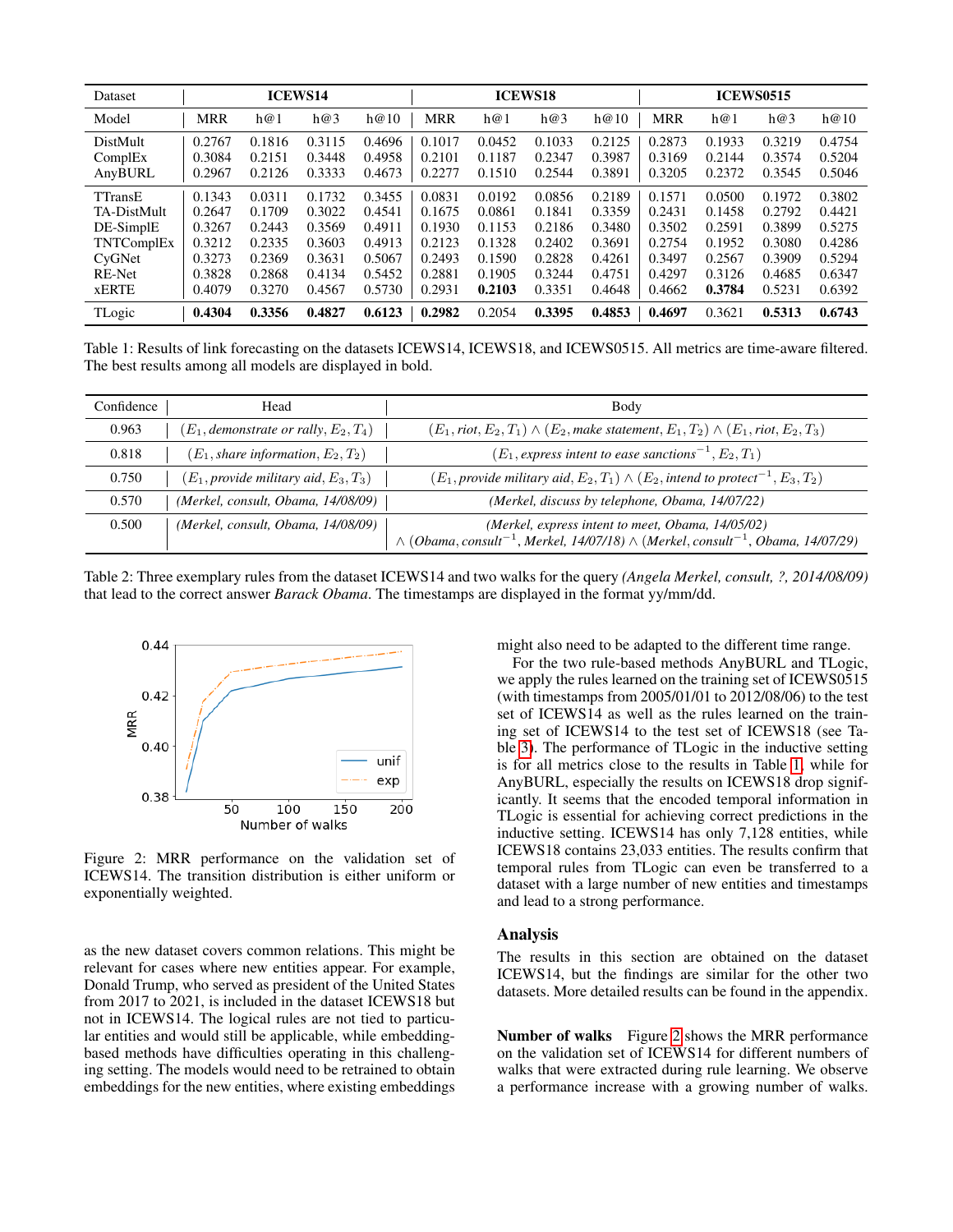| Dataset | ICEWS14 | | | | ICEWS18 | | | | ICEWS0515 | | | |
|---|---|---|---|---|---|---|---|---|---|---|---|---|
| Model | MRR | h@1 | h@3 | h@10 | MRR | h@1 | h@3 | h@10 | MRR | h@1 | h@3 | h@10 |
| DistMult | 0.2767 | 0.1816 | 0.3115 | 0.4696 | 0.1017 | 0.0452 | 0.1033 | 0.2125 | 0.2873 | 0.1933 | 0.3219 | 0.4754 |
| ComplEx | 0.3084 | 0.2151 | 0.3448 | 0.4958 | 0.2101 | 0.1187 | 0.2347 | 0.3987 | 0.3169 | 0.2144 | 0.3574 | 0.5204 |
| AnyBURL | 0.2967 | 0.2126 | 0.3333 | 0.4673 | 0.2277 | 0.1510 | 0.2544 | 0.3891 | 0.3205 | 0.2372 | 0.3545 | 0.5046 |
| TTransE | 0.1343 | 0.0311 | 0.1732 | 0.3455 | 0.0831 | 0.0192 | 0.0856 | 0.2189 | 0.1571 | 0.0500 | 0.1972 | 0.3802 |
| TA-DistMult | 0.2647 | 0.1709 | 0.3022 | 0.4541 | 0.1675 | 0.0861 | 0.1841 | 0.3359 | 0.2431 | 0.1458 | 0.2792 | 0.4421 |
| DE-SimplE | 0.3267 | 0.2443 | 0.3569 | 0.4911 | 0.1930 | 0.1153 | 0.2186 | 0.3480 | 0.3502 | 0.2591 | 0.3899 | 0.5275 |
| TNTComplEx | 0.3212 | 0.2335 | 0.3603 | 0.4913 | 0.2123 | 0.1328 | 0.2402 | 0.3691 | 0.2754 | 0.1952 | 0.3080 | 0.4286 |
| CyGNet | 0.3273 | 0.2369 | 0.3631 | 0.5067 | 0.2493 | 0.1590 | 0.2828 | 0.4261 | 0.3497 | 0.2567 | 0.3909 | 0.5294 |
| RE-Net | 0.3828 | 0.2868 | 0.4134 | 0.5452 | 0.2881 | 0.1905 | 0.3244 | 0.4751 | 0.4297 | 0.3126 | 0.4685 | 0.6347 |
| xERTE | 0.4079 | 0.3270 | 0.4567 | 0.5730 | 0.2931 | **0.2103** | 0.3351 | 0.4648 | 0.4662 | **0.3784** | 0.5231 | 0.6392 |
| TLogic | **0.4304** | **0.3356** | **0.4827** | **0.6123** | **0.2982** | 0.2054 | **0.3395** | **0.4853** | **0.4697** | 0.3621 | **0.5313** | **0.6743** |

Table 1: Results of link forecasting on the datasets ICEWS14, ICEWS18, and ICEWS0515. All metrics are time-aware filtered. The best results among all models are displayed in bold.

| Confidence | Head | Body |
|---|---|---|
| 0.963 | $(E_1, \textit{demonstrate or rally}, E_2, T_4)$ | $(E_1, \textit{riot}, E_2, T_1) \wedge (E_2, \textit{make statement}, E_1, T_2) \wedge (E_1, \textit{riot}, E_2, T_3)$ |
| 0.818 | $(E_1, \textit{share information}, E_2, T_2)$ | $(E_1, \textit{express intent to ease sanctions}^{-1}, E_2, T_1)$ |
| 0.750 | $(E_1, \textit{provide military aid}, E_3, T_3)$ | $(E_1, \textit{provide military aid}, E_2, T_1) \wedge (E_2, \textit{intend to protect}^{-1}, E_3, T_2)$ |
| 0.570 | *(Merkel, consult, Obama, 14/08/09)* | *(Merkel, discuss by telephone, Obama, 14/07/22)* |
| 0.500 | *(Merkel, consult, Obama, 14/08/09)* | *(Merkel, express intent to meet, Obama, 14/05/02)* $\wedge$ $(\textit{Obama}, \textit{consult}^{-1}, \textit{Merkel}, \textit{14/07/18}) \wedge (\textit{Merkel}, \textit{consult}^{-1}, \textit{Obama}, \textit{14/07/29})$ |

Table 2: Three exemplary rules from the dataset ICEWS14 and two walks for the query *(Angela Merkel, consult, ?, 2014/08/09)* that lead to the correct answer *Barack Obama*. The timestamps are displayed in the format yy/mm/dd.

Figure 2: MRR performance on the validation set of ICEWS14. The transition distribution is either uniform or exponentially weighted.

as the new dataset covers common relations. This might be relevant for cases where new entities appear. For example, Donald Trump, who served as president of the United States from 2017 to 2021, is included in the dataset ICEWS18 but not in ICEWS14. The logical rules are not tied to particular entities and would still be applicable, while embedding-based methods have difficulties operating in this challenging setting. The models would need to be retrained to obtain embeddings for the new entities, where existing embeddings might also need to be adapted to the different time range.

For the two rule-based methods AnyBURL and TLogic, we apply the rules learned on the training set of ICEWS0515 (with timestamps from 2005/01/01 to 2012/08/06) to the test set of ICEWS14 as well as the rules learned on the training set of ICEWS14 to the test set of ICEWS18 (see Table 3). The performance of TLogic in the inductive setting is for all metrics close to the results in Table 1, while for AnyBURL, especially the results on ICEWS18 drop significantly. It seems that the encoded temporal information in TLogic is essential for achieving correct predictions in the inductive setting. ICEWS14 has only 7,128 entities, while ICEWS18 contains 23,033 entities. The results confirm that temporal rules from TLogic can even be transferred to a dataset with a large number of new entities and timestamps and lead to a strong performance.

## Analysis

The results in this section are obtained on the dataset ICEWS14, but the findings are similar for the other two datasets. More detailed results can be found in the appendix.

**Number of walks** Figure 2 shows the MRR performance on the validation set of ICEWS14 for different numbers of walks that were extracted during rule learning. We observe a performance increase with a growing number of walks.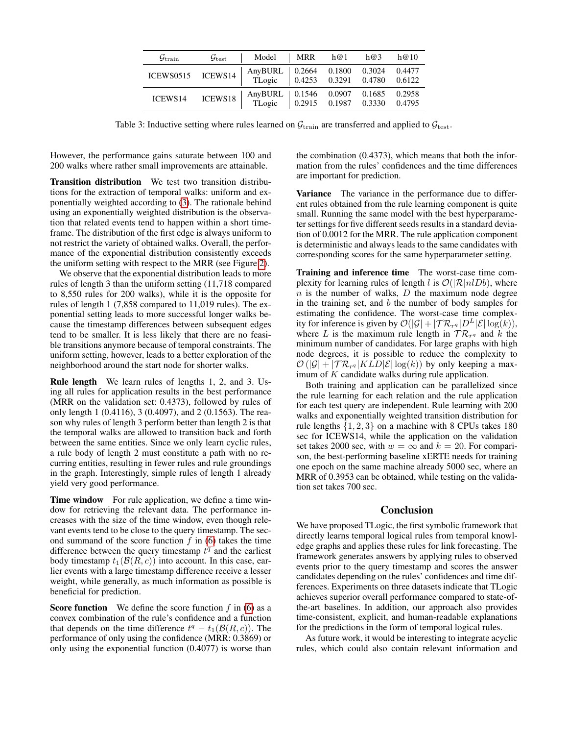| $\mathcal{G}_{\text{train}}$ | $\mathcal{G}_{\text{test}}$ | Model | MRR | h@1 | h@3 | h@10 |
|---|---|---|---|---|---|---|
| ICEWS0515 | ICEWS14 | AnyBURL | 0.2664 | 0.1800 | 0.3024 | 0.4477 |
| | | TLogic | 0.4253 | 0.3291 | 0.4780 | 0.6122 |
| ICEWS14 | ICEWS18 | AnyBURL | 0.1546 | 0.0907 | 0.1685 | 0.2958 |
| | | TLogic | 0.2915 | 0.1987 | 0.3330 | 0.4795 |

Table 3: Inductive setting where rules learned on $\mathcal{G}_{\text{train}}$ are transferred and applied to $\mathcal{G}_{\text{test}}$.

However, the performance gains saturate between 100 and 200 walks where rather small improvements are attainable.

**Transition distribution** We test two transition distributions for the extraction of temporal walks: uniform and exponentially weighted according to (3). The rationale behind using an exponentially weighted distribution is the observation that related events tend to happen within a short timeframe. The distribution of the first edge is always uniform to not restrict the variety of obtained walks. Overall, the performance of the exponential distribution consistently exceeds the uniform setting with respect to the MRR (see Figure 2).

We observe that the exponential distribution leads to more rules of length 3 than the uniform setting (11,718 compared to 8,550 rules for 200 walks), while it is the opposite for rules of length 1 (7,858 compared to 11,019 rules). The exponential setting leads to more successful longer walks because the timestamp differences between subsequent edges tend to be smaller. It is less likely that there are no feasible transitions anymore because of temporal constraints. The uniform setting, however, leads to a better exploration of the neighborhood around the start node for shorter walks.

**Rule length** We learn rules of lengths 1, 2, and 3. Using all rules for application results in the best performance (MRR on the validation set: 0.4373), followed by rules of only length 1 (0.4116), 3 (0.4097), and 2 (0.1563). The reason why rules of length 3 perform better than length 2 is that the temporal walks are allowed to transition back and forth between the same entities. Since we only learn cyclic rules, a rule body of length 2 must constitute a path with no recurring entities, resulting in fewer rules and rule groundings in the graph. Interestingly, simple rules of length 1 already yield very good performance.

**Time window** For rule application, we define a time window for retrieving the relevant data. The performance increases with the size of the time window, even though relevant events tend to be close to the query timestamp. The second summand of the score function $f$ in (6) takes the time difference between the query timestamp $t^q$ and the earliest body timestamp $t_1(\mathcal{B}(R,c))$ into account. In this case, earlier events with a large timestamp difference receive a lesser weight, while generally, as much information as possible is beneficial for prediction.

**Score function** We define the score function $f$ in (6) as a convex combination of the rule's confidence and a function that depends on the time difference $t^q - t_1(\mathcal{B}(R,c))$. The performance of only using the confidence (MRR: 0.3869) or only using the exponential function (0.4077) is worse than the combination (0.4373), which means that both the information from the rules' confidences and the time differences are important for prediction.

**Variance** The variance in the performance due to different rules obtained from the rule learning component is quite small. Running the same model with the best hyperparameter settings for five different seeds results in a standard deviation of 0.0012 for the MRR. The rule application component is deterministic and always leads to the same candidates with corresponding scores for the same hyperparameter setting.

**Training and inference time** The worst-case time complexity for learning rules of length $l$ is $\mathcal{O}(|\mathcal{R}|nlDb)$, where $n$ is the number of walks, $D$ the maximum node degree in the training set, and $b$ the number of body samples for estimating the confidence. The worst-case time complexity for inference is given by $\mathcal{O}(|\mathcal{G}| + |\mathcal{TR}_{r^q}|D^L|\mathcal{E}|\log(k))$, where $L$ is the maximum rule length in $\mathcal{TR}_{r^q}$ and $k$ the minimum number of candidates. For large graphs with high node degrees, it is possible to reduce the complexity to $\mathcal{O}(|\mathcal{G}| + |\mathcal{TR}_{r^q}|KLD|\mathcal{E}|\log(k))$ by only keeping a maximum of $K$ candidate walks during rule application.

Both training and application can be parallelized since the rule learning for each relation and the rule application for each test query are independent. Rule learning with 200 walks and exponentially weighted transition distribution for rule lengths $\{1, 2, 3\}$ on a machine with 8 CPUs takes 180 sec for ICEWS14, while the application on the validation set takes 2000 sec, with $w = \infty$ and $k = 20$. For comparison, the best-performing baseline xERTE needs for training one epoch on the same machine already 5000 sec, where an MRR of 0.3953 can be obtained, while testing on the validation set takes 700 sec.

## Conclusion

We have proposed TLogic, the first symbolic framework that directly learns temporal logical rules from temporal knowledge graphs and applies these rules for link forecasting. The framework generates answers by applying rules to observed events prior to the query timestamp and scores the answer candidates depending on the rules' confidences and time differences. Experiments on three datasets indicate that TLogic achieves superior overall performance compared to state-of-the-art baselines. In addition, our approach also provides time-consistent, explicit, and human-readable explanations for the predictions in the form of temporal logical rules.

As future work, it would be interesting to integrate acyclic rules, which could also contain relevant information and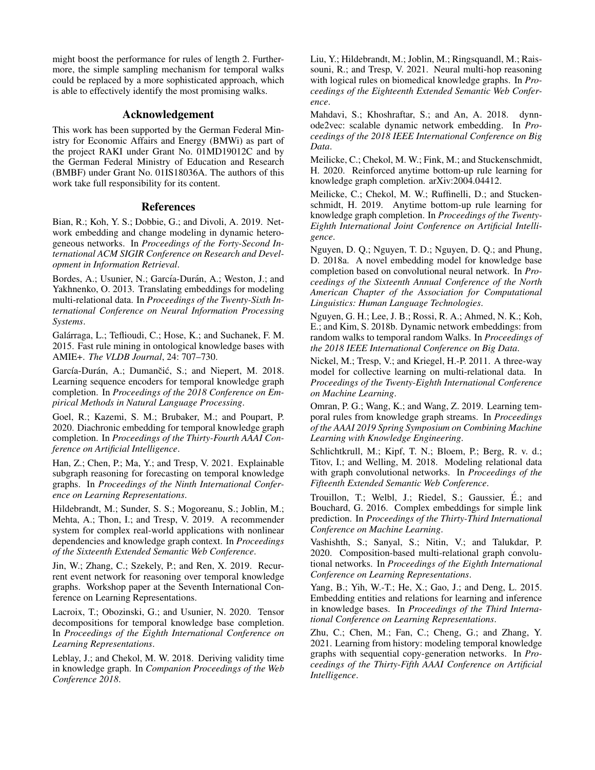might boost the performance for rules of length 2. Furthermore, the simple sampling mechanism for temporal walks could be replaced by a more sophisticated approach, which is able to effectively identify the most promising walks.

## Acknowledgement

This work has been supported by the German Federal Ministry for Economic Affairs and Energy (BMWi) as part of the project RAKI under Grant No. 01MD19012C and by the German Federal Ministry of Education and Research (BMBF) under Grant No. 01IS18036A. The authors of this work take full responsibility for its content.

## References

Bian, R.; Koh, Y. S.; Dobbie, G.; and Divoli, A. 2019. Network embedding and change modeling in dynamic heterogeneous networks. In *Proceedings of the Forty-Second International ACM SIGIR Conference on Research and Development in Information Retrieval*.

Bordes, A.; Usunier, N.; García-Durán, A.; Weston, J.; and Yakhnenko, O. 2013. Translating embeddings for modeling multi-relational data. In *Proceedings of the Twenty-Sixth International Conference on Neural Information Processing Systems*.

Galárraga, L.; Teflioudi, C.; Hose, K.; and Suchanek, F. M. 2015. Fast rule mining in ontological knowledge bases with AMIE+. *The VLDB Journal*, 24: 707–730.

García-Durán, A.; Dumančić, S.; and Niepert, M. 2018. Learning sequence encoders for temporal knowledge graph completion. In *Proceedings of the 2018 Conference on Empirical Methods in Natural Language Processing*.

Goel, R.; Kazemi, S. M.; Brubaker, M.; and Poupart, P. 2020. Diachronic embedding for temporal knowledge graph completion. In *Proceedings of the Thirty-Fourth AAAI Conference on Artificial Intelligence*.

Han, Z.; Chen, P.; Ma, Y.; and Tresp, V. 2021. Explainable subgraph reasoning for forecasting on temporal knowledge graphs. In *Proceedings of the Ninth International Conference on Learning Representations*.

Hildebrandt, M.; Sunder, S. S.; Mogoreanu, S.; Joblin, M.; Mehta, A.; Thon, I.; and Tresp, V. 2019. A recommender system for complex real-world applications with nonlinear dependencies and knowledge graph context. In *Proceedings of the Sixteenth Extended Semantic Web Conference*.

Jin, W.; Zhang, C.; Szekely, P.; and Ren, X. 2019. Recurrent event network for reasoning over temporal knowledge graphs. Workshop paper at the Seventh International Conference on Learning Representations.

Lacroix, T.; Obozinski, G.; and Usunier, N. 2020. Tensor decompositions for temporal knowledge base completion. In *Proceedings of the Eighth International Conference on Learning Representations*.

Leblay, J.; and Chekol, M. W. 2018. Deriving validity time in knowledge graph. In *Companion Proceedings of the Web Conference 2018*.

Liu, Y.; Hildebrandt, M.; Joblin, M.; Ringsquandl, M.; Raissouni, R.; and Tresp, V. 2021. Neural multi-hop reasoning with logical rules on biomedical knowledge graphs. In *Proceedings of the Eighteenth Extended Semantic Web Conference*.

Mahdavi, S.; Khoshraftar, S.; and An, A. 2018. dynnode2vec: scalable dynamic network embedding. In *Proceedings of the 2018 IEEE International Conference on Big Data*.

Meilicke, C.; Chekol, M. W.; Fink, M.; and Stuckenschmidt, H. 2020. Reinforced anytime bottom-up rule learning for knowledge graph completion. arXiv:2004.04412.

Meilicke, C.; Chekol, M. W.; Ruffinelli, D.; and Stuckenschmidt, H. 2019. Anytime bottom-up rule learning for knowledge graph completion. In *Proceedings of the Twenty-Eighth International Joint Conference on Artificial Intelligence*.

Nguyen, D. Q.; Nguyen, T. D.; Nguyen, D. Q.; and Phung, D. 2018a. A novel embedding model for knowledge base completion based on convolutional neural network. In *Proceedings of the Sixteenth Annual Conference of the North American Chapter of the Association for Computational Linguistics: Human Language Technologies*.

Nguyen, G. H.; Lee, J. B.; Rossi, R. A.; Ahmed, N. K.; Koh, E.; and Kim, S. 2018b. Dynamic network embeddings: from random walks to temporal random Walks. In *Proceedings of the 2018 IEEE International Conference on Big Data*.

Nickel, M.; Tresp, V.; and Kriegel, H.-P. 2011. A three-way model for collective learning on multi-relational data. In *Proceedings of the Twenty-Eighth International Conference on Machine Learning*.

Omran, P. G.; Wang, K.; and Wang, Z. 2019. Learning temporal rules from knowledge graph streams. In *Proceedings of the AAAI 2019 Spring Symposium on Combining Machine Learning with Knowledge Engineering*.

Schlichtkrull, M.; Kipf, T. N.; Bloem, P.; Berg, R. v. d.; Titov, I.; and Welling, M. 2018. Modeling relational data with graph convolutional networks. In *Proceedings of the Fifteenth Extended Semantic Web Conference*.

Trouillon, T.; Welbl, J.; Riedel, S.; Gaussier, É.; and Bouchard, G. 2016. Complex embeddings for simple link prediction. In *Proceedings of the Thirty-Third International Conference on Machine Learning*.

Vashishth, S.; Sanyal, S.; Nitin, V.; and Talukdar, P. 2020. Composition-based multi-relational graph convolutional networks. In *Proceedings of the Eighth International Conference on Learning Representations*.

Yang, B.; Yih, W.-T.; He, X.; Gao, J.; and Deng, L. 2015. Embedding entities and relations for learning and inference in knowledge bases. In *Proceedings of the Third International Conference on Learning Representations*.

Zhu, C.; Chen, M.; Fan, C.; Cheng, G.; and Zhang, Y. 2021. Learning from history: modeling temporal knowledge graphs with sequential copy-generation networks. In *Proceedings of the Thirty-Fifth AAAI Conference on Artificial Intelligence*.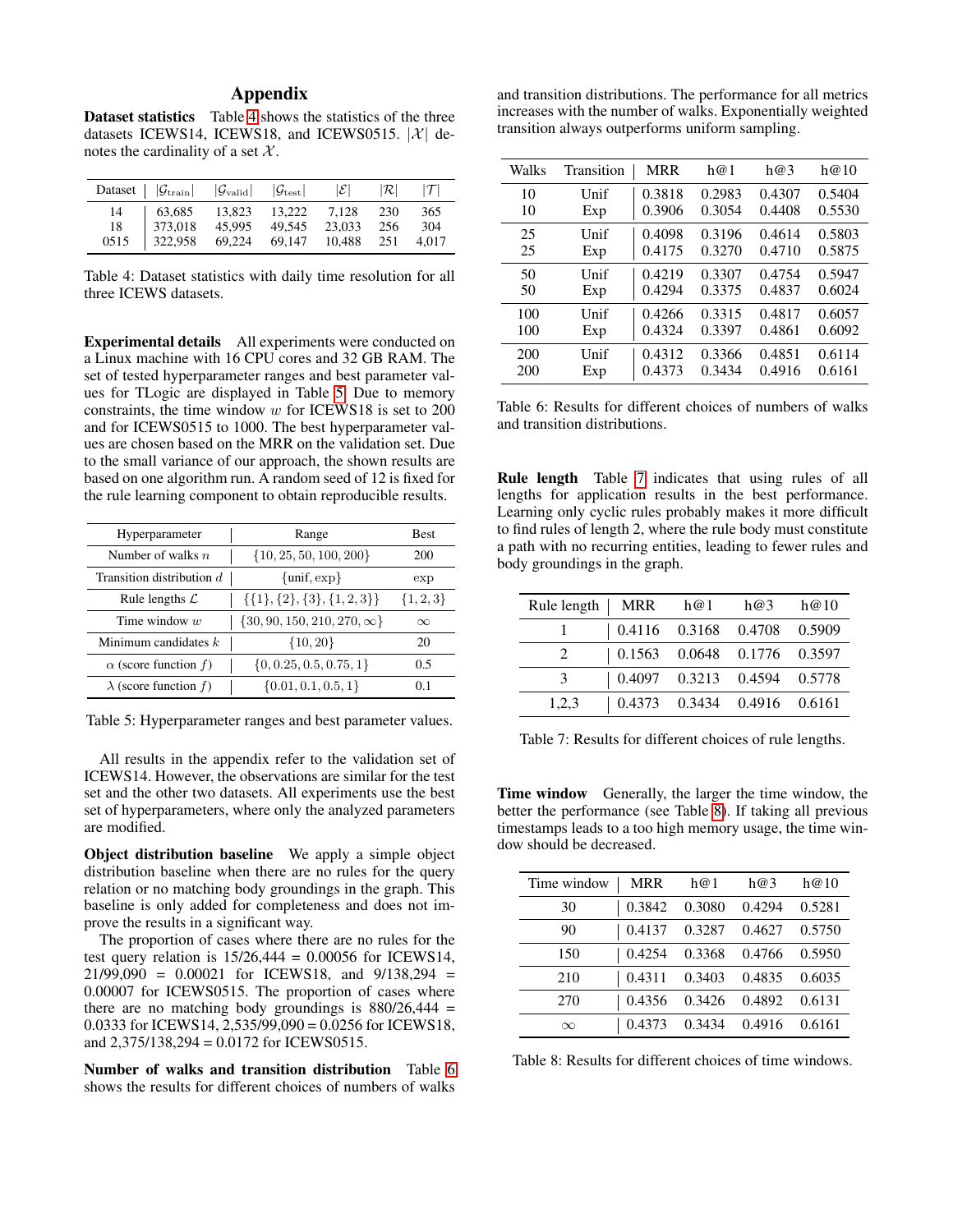# Appendix

**Dataset statistics** Table 4 shows the statistics of the three datasets ICEWS14, ICEWS18, and ICEWS0515. $|\mathcal{X}|$ denotes the cardinality of a set $\mathcal{X}$.

| Dataset | $\|\mathcal{G}_{\text{train}}\|$ | $\|\mathcal{G}_{\text{valid}}\|$ | $\|\mathcal{G}_{\text{test}}\|$ | $\|\mathcal{E}\|$ | $\|\mathcal{R}\|$ | $\|\mathcal{T}\|$ |
|---|---|---|---|---|---|---|
| 14 | 63,685 | 13,823 | 13,222 | 7,128 | 230 | 365 |
| 18 | 373,018 | 45,995 | 49,545 | 23,033 | 256 | 304 |
| 0515 | 322,958 | 69,224 | 69,147 | 10,488 | 251 | 4,017 |

Table 4: Dataset statistics with daily time resolution for all three ICEWS datasets.

**Experimental details** All experiments were conducted on a Linux machine with 16 CPU cores and 32 GB RAM. The set of tested hyperparameter ranges and best parameter values for TLogic are displayed in Table 5. Due to memory constraints, the time window $w$ for ICEWS18 is set to 200 and for ICEWS0515 to 1000. The best hyperparameter values are chosen based on the MRR on the validation set. Due to the small variance of our approach, the shown results are based on one algorithm run. A random seed of 12 is fixed for the rule learning component to obtain reproducible results.

| Hyperparameter | Range | Best |
|---|---|---|
| Number of walks $n$ | $\{10, 25, 50, 100, 200\}$ | 200 |
| Transition distribution $d$ | $\{\text{unif}, \text{exp}\}$ | exp |
| Rule lengths $\mathcal{L}$ | $\{\{1\}, \{2\}, \{3\}, \{1, 2, 3\}\}$ | $\{1, 2, 3\}$ |
| Time window $w$ | $\{30, 90, 150, 210, 270, \infty\}$ | $\infty$ |
| Minimum candidates $k$ | $\{10, 20\}$ | 20 |
| $\alpha$ (score function $f$) | $\{0, 0.25, 0.5, 0.75, 1\}$ | 0.5 |
| $\lambda$ (score function $f$) | $\{0.01, 0.1, 0.5, 1\}$ | 0.1 |

Table 5: Hyperparameter ranges and best parameter values.

All results in the appendix refer to the validation set of ICEWS14. However, the observations are similar for the test set and the other two datasets. All experiments use the best set of hyperparameters, where only the analyzed parameters are modified.

**Object distribution baseline** We apply a simple object distribution baseline when there are no rules for the query relation or no matching body groundings in the graph. This baseline is only added for completeness and does not improve the results in a significant way.

The proportion of cases where there are no rules for the test query relation is 15/26,444 = 0.00056 for ICEWS14, 21/99,090 = 0.00021 for ICEWS18, and 9/138,294 = 0.00007 for ICEWS0515. The proportion of cases where there are no matching body groundings is 880/26,444 = 0.0333 for ICEWS14, 2,535/99,090 = 0.0256 for ICEWS18, and 2,375/138,294 = 0.0172 for ICEWS0515.

**Number of walks and transition distribution** Table 6 shows the results for different choices of numbers of walks and transition distributions. The performance for all metrics increases with the number of walks. Exponentially weighted transition always outperforms uniform sampling.

| Walks | Transition | MRR | h@1 | h@3 | h@10 |
|---|---|---|---|---|---|
| 10 | Unif | 0.3818 | 0.2983 | 0.4307 | 0.5404 |
| 10 | Exp | 0.3906 | 0.3054 | 0.4408 | 0.5530 |
| 25 | Unif | 0.4098 | 0.3196 | 0.4614 | 0.5803 |
| 25 | Exp | 0.4175 | 0.3270 | 0.4710 | 0.5875 |
| 50 | Unif | 0.4219 | 0.3307 | 0.4754 | 0.5947 |
| 50 | Exp | 0.4294 | 0.3375 | 0.4837 | 0.6024 |
| 100 | Unif | 0.4266 | 0.3315 | 0.4817 | 0.6057 |
| 100 | Exp | 0.4324 | 0.3397 | 0.4861 | 0.6092 |
| 200 | Unif | 0.4312 | 0.3366 | 0.4851 | 0.6114 |
| 200 | Exp | 0.4373 | 0.3434 | 0.4916 | 0.6161 |

Table 6: Results for different choices of numbers of walks and transition distributions.

**Rule length** Table 7 indicates that using rules of all lengths for application results in the best performance. Learning only cyclic rules probably makes it more difficult to find rules of length 2, where the rule body must constitute a path with no recurring entities, leading to fewer rules and body groundings in the graph.

| Rule length | MRR | h@1 | h@3 | h@10 |
|---|---|---|---|---|
| 1 | 0.4116 | 0.3168 | 0.4708 | 0.5909 |
| 2 | 0.1563 | 0.0648 | 0.1776 | 0.3597 |
| 3 | 0.4097 | 0.3213 | 0.4594 | 0.5778 |
| 1,2,3 | 0.4373 | 0.3434 | 0.4916 | 0.6161 |

Table 7: Results for different choices of rule lengths.

**Time window** Generally, the larger the time window, the better the performance (see Table 8). If taking all previous timestamps leads to a too high memory usage, the time window should be decreased.

| Time window | MRR | h@1 | h@3 | h@10 |
|---|---|---|---|---|
| 30 | 0.3842 | 0.3080 | 0.4294 | 0.5281 |
| 90 | 0.4137 | 0.3287 | 0.4627 | 0.5750 |
| 150 | 0.4254 | 0.3368 | 0.4766 | 0.5950 |
| 210 | 0.4311 | 0.3403 | 0.4835 | 0.6035 |
| 270 | 0.4356 | 0.3426 | 0.4892 | 0.6131 |
| $\infty$ | 0.4373 | 0.3434 | 0.4916 | 0.6161 |

Table 8: Results for different choices of time windows.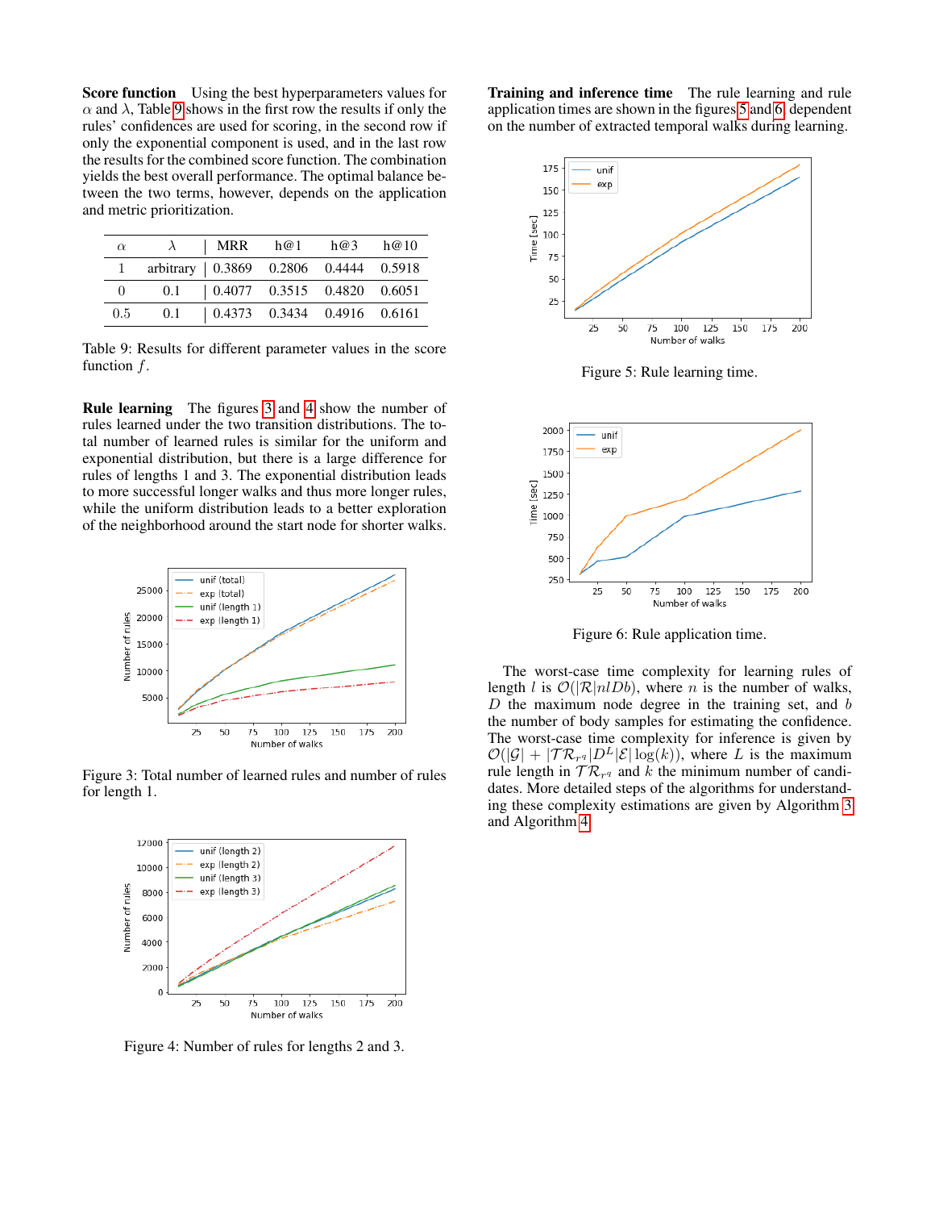**Score function** Using the best hyperparameters values for $\alpha$ and $\lambda$, Table 9 shows in the first row the results if only the rules' confidences are used for scoring, in the second row if only the exponential component is used, and in the last row the results for the combined score function. The combination yields the best overall performance. The optimal balance between the two terms, however, depends on the application and metric prioritization.

| $\alpha$ | $\lambda$ | MRR | h@1 | h@3 | h@10 |
|---|---|---|---|---|---|
| 1 | arbitrary | 0.3869 | 0.2806 | 0.4444 | 0.5918 |
| 0 | 0.1 | 0.4077 | 0.3515 | 0.4820 | 0.6051 |
| 0.5 | 0.1 | 0.4373 | 0.3434 | 0.4916 | 0.6161 |

Table 9: Results for different parameter values in the score function $f$.

**Rule learning** The figures 3 and 4 show the number of rules learned under the two transition distributions. The total number of learned rules is similar for the uniform and exponential distribution, but there is a large difference for rules of lengths 1 and 3. The exponential distribution leads to more successful longer walks and thus more longer rules, while the uniform distribution leads to a better exploration of the neighborhood around the start node for shorter walks.

Figure 3: Total number of learned rules and number of rules for length 1.

Figure 4: Number of rules for lengths 2 and 3.

**Training and inference time** The rule learning and rule application times are shown in the figures 5 and 6 dependent on the number of extracted temporal walks during learning.

Figure 5: Rule learning time.

Figure 6: Rule application time.

The worst-case time complexity for learning rules of length $l$ is $\mathcal{O}(|\mathcal{R}|nlDb)$, where $n$ is the number of walks, $D$ the maximum node degree in the training set, and $b$ the number of body samples for estimating the confidence. The worst-case time complexity for inference is given by $\mathcal{O}(|\mathcal{G}| + |\mathcal{TR}_{r^q}|D^L|\mathcal{E}|\log(k))$, where $L$ is the maximum rule length in $\mathcal{TR}_{r^q}$ and $k$ the minimum number of candidates. More detailed steps of the algorithms for understanding these complexity estimations are given by Algorithm 3 and Algorithm 4.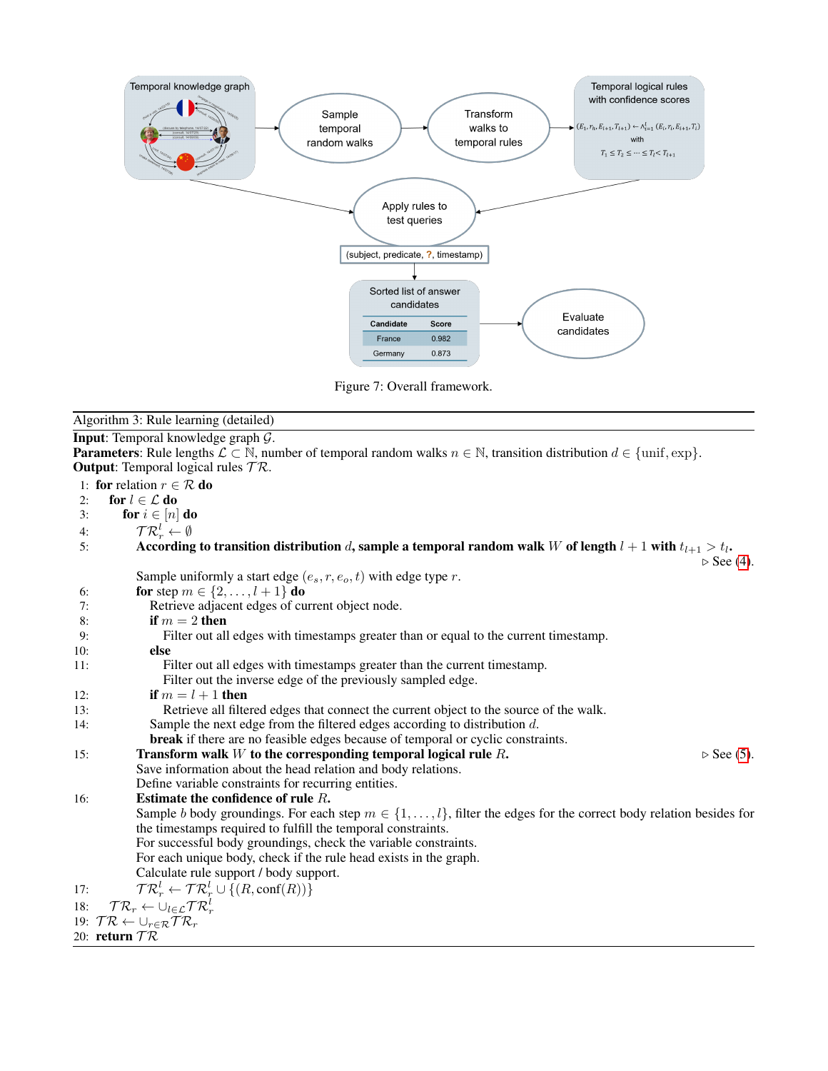Figure 7: Overall framework.

---

Algorithm 3: Rule learning (detailed)

---

**Input**: Temporal knowledge graph $\mathcal{G}$.
**Parameters**: Rule lengths $\mathcal{L} \subset \mathbb{N}$, number of temporal random walks $n \in \mathbb{N}$, transition distribution $d \in \{\text{unif}, \text{exp}\}$.
**Output**: Temporal logical rules $\mathcal{TR}$.

1: **for** relation $r \in \mathcal{R}$ **do**
2: &nbsp;&nbsp;**for** $l \in \mathcal{L}$ **do**
3: &nbsp;&nbsp;&nbsp;&nbsp;**for** $i \in [n]$ **do**
4: &nbsp;&nbsp;&nbsp;&nbsp;&nbsp;&nbsp;$\mathcal{TR}_r^l \leftarrow \emptyset$
5: &nbsp;&nbsp;&nbsp;&nbsp;&nbsp;&nbsp;**According to transition distribution $d$, sample a temporal random walk $W$ of length $l+1$ with $t_{l+1} > t_l$.** ▷ See (4).
&nbsp;&nbsp;&nbsp;&nbsp;&nbsp;&nbsp;Sample uniformly a start edge $(e_s, r, e_o, t)$ with edge type $r$.
6: &nbsp;&nbsp;&nbsp;&nbsp;&nbsp;&nbsp;**for** step $m \in \{2, \ldots, l+1\}$ **do**
7: &nbsp;&nbsp;&nbsp;&nbsp;&nbsp;&nbsp;&nbsp;&nbsp;Retrieve adjacent edges of current object node.
8: &nbsp;&nbsp;&nbsp;&nbsp;&nbsp;&nbsp;&nbsp;&nbsp;**if** $m = 2$ **then**
9: &nbsp;&nbsp;&nbsp;&nbsp;&nbsp;&nbsp;&nbsp;&nbsp;&nbsp;&nbsp;Filter out all edges with timestamps greater than or equal to the current timestamp.
10: &nbsp;&nbsp;&nbsp;&nbsp;&nbsp;&nbsp;&nbsp;&nbsp;**else**
11: &nbsp;&nbsp;&nbsp;&nbsp;&nbsp;&nbsp;&nbsp;&nbsp;&nbsp;&nbsp;Filter out all edges with timestamps greater than the current timestamp.
&nbsp;&nbsp;&nbsp;&nbsp;&nbsp;&nbsp;&nbsp;&nbsp;&nbsp;&nbsp;Filter out the inverse edge of the previously sampled edge.
12: &nbsp;&nbsp;&nbsp;&nbsp;&nbsp;&nbsp;&nbsp;&nbsp;**if** $m = l+1$ **then**
13: &nbsp;&nbsp;&nbsp;&nbsp;&nbsp;&nbsp;&nbsp;&nbsp;&nbsp;&nbsp;Retrieve all filtered edges that connect the current object to the source of the walk.
14: &nbsp;&nbsp;&nbsp;&nbsp;&nbsp;&nbsp;&nbsp;&nbsp;Sample the next edge from the filtered edges according to distribution $d$.
&nbsp;&nbsp;&nbsp;&nbsp;&nbsp;&nbsp;&nbsp;&nbsp;**break** if there are no feasible edges because of temporal or cyclic constraints.
15: &nbsp;&nbsp;&nbsp;&nbsp;&nbsp;&nbsp;**Transform walk $W$ to the corresponding temporal logical rule $R$.** ▷ See (5).
&nbsp;&nbsp;&nbsp;&nbsp;&nbsp;&nbsp;Save information about the head relation and body relations.
&nbsp;&nbsp;&nbsp;&nbsp;&nbsp;&nbsp;Define variable constraints for recurring entities.
16: &nbsp;&nbsp;&nbsp;&nbsp;&nbsp;&nbsp;**Estimate the confidence of rule $R$.**
&nbsp;&nbsp;&nbsp;&nbsp;&nbsp;&nbsp;Sample $b$ body groundings. For each step $m \in \{1, \ldots, l\}$, filter the edges for the correct body relation besides for the timestamps required to fulfill the temporal constraints.
&nbsp;&nbsp;&nbsp;&nbsp;&nbsp;&nbsp;For successful body groundings, check the variable constraints.
&nbsp;&nbsp;&nbsp;&nbsp;&nbsp;&nbsp;For each unique body, check if the rule head exists in the graph.
&nbsp;&nbsp;&nbsp;&nbsp;&nbsp;&nbsp;Calculate rule support / body support.
17: &nbsp;&nbsp;&nbsp;&nbsp;&nbsp;&nbsp;$\mathcal{TR}_r^l \leftarrow \mathcal{TR}_r^l \cup \{(R, \text{conf}(R))\}$
18: &nbsp;&nbsp;$\mathcal{TR}_r \leftarrow \cup_{l \in \mathcal{L}} \mathcal{TR}_r^l$
19: $\mathcal{TR} \leftarrow \cup_{r \in \mathcal{R}} \mathcal{TR}_r$
20: **return** $\mathcal{TR}$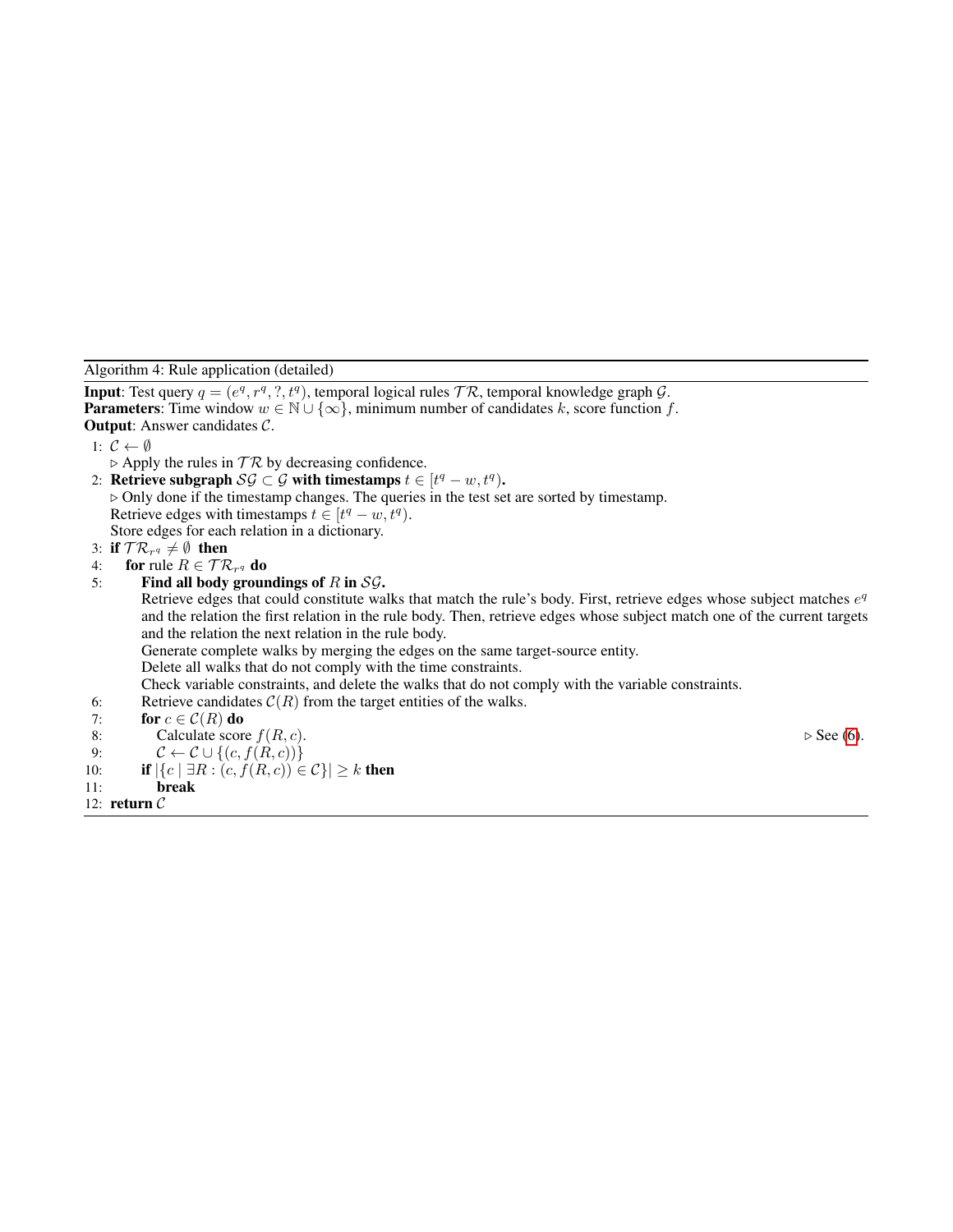**Algorithm 4: Rule application (detailed)**

**Input**: Test query $q = (e^q, r^q, ?, t^q)$, temporal logical rules $\mathcal{TR}$, temporal knowledge graph $\mathcal{G}$.
**Parameters**: Time window $w \in \mathbb{N} \cup \{\infty\}$, minimum number of candidates $k$, score function $f$.
**Output**: Answer candidates $\mathcal{C}$.

1: $\mathcal{C} \leftarrow \emptyset$
   ▷ Apply the rules in $\mathcal{TR}$ by decreasing confidence.
2: **Retrieve subgraph $\mathcal{SG} \subset \mathcal{G}$ with timestamps $t \in [t^q - w, t^q)$.**
   ▷ Only done if the timestamp changes. The queries in the test set are sorted by timestamp.
   Retrieve edges with timestamps $t \in [t^q - w, t^q)$.
   Store edges for each relation in a dictionary.
3: **if** $\mathcal{TR}_{r^q} \neq \emptyset$ **then**
4: &nbsp;&nbsp;&nbsp;&nbsp;**for** rule $R \in \mathcal{TR}_{r^q}$ **do**
5: &nbsp;&nbsp;&nbsp;&nbsp;&nbsp;&nbsp;&nbsp;&nbsp;**Find all body groundings of $R$ in $\mathcal{SG}$.**
   Retrieve edges that could constitute walks that match the rule's body. First, retrieve edges whose subject matches $e^q$ and the relation the first relation in the rule body. Then, retrieve edges whose subject match one of the current targets and the relation the next relation in the rule body.
   Generate complete walks by merging the edges on the same target-source entity.
   Delete all walks that do not comply with the time constraints.
   Check variable constraints, and delete the walks that do not comply with the variable constraints.
6: &nbsp;&nbsp;&nbsp;&nbsp;&nbsp;&nbsp;&nbsp;&nbsp;Retrieve candidates $\mathcal{C}(R)$ from the target entities of the walks.
7: &nbsp;&nbsp;&nbsp;&nbsp;&nbsp;&nbsp;&nbsp;&nbsp;**for** $c \in \mathcal{C}(R)$ **do**
8: &nbsp;&nbsp;&nbsp;&nbsp;&nbsp;&nbsp;&nbsp;&nbsp;&nbsp;&nbsp;&nbsp;&nbsp;Calculate score $f(R, c)$. ▷ See (6).
9: &nbsp;&nbsp;&nbsp;&nbsp;&nbsp;&nbsp;&nbsp;&nbsp;&nbsp;&nbsp;&nbsp;&nbsp;$\mathcal{C} \leftarrow \mathcal{C} \cup \{(c, f(R, c))\}$
10: &nbsp;&nbsp;&nbsp;&nbsp;&nbsp;&nbsp;&nbsp;**if** $|\{c \mid \exists R : (c, f(R, c)) \in \mathcal{C}\}| \geq k$ **then**
11: &nbsp;&nbsp;&nbsp;&nbsp;&nbsp;&nbsp;&nbsp;&nbsp;&nbsp;&nbsp;&nbsp;**break**
12: **return** $\mathcal{C}$